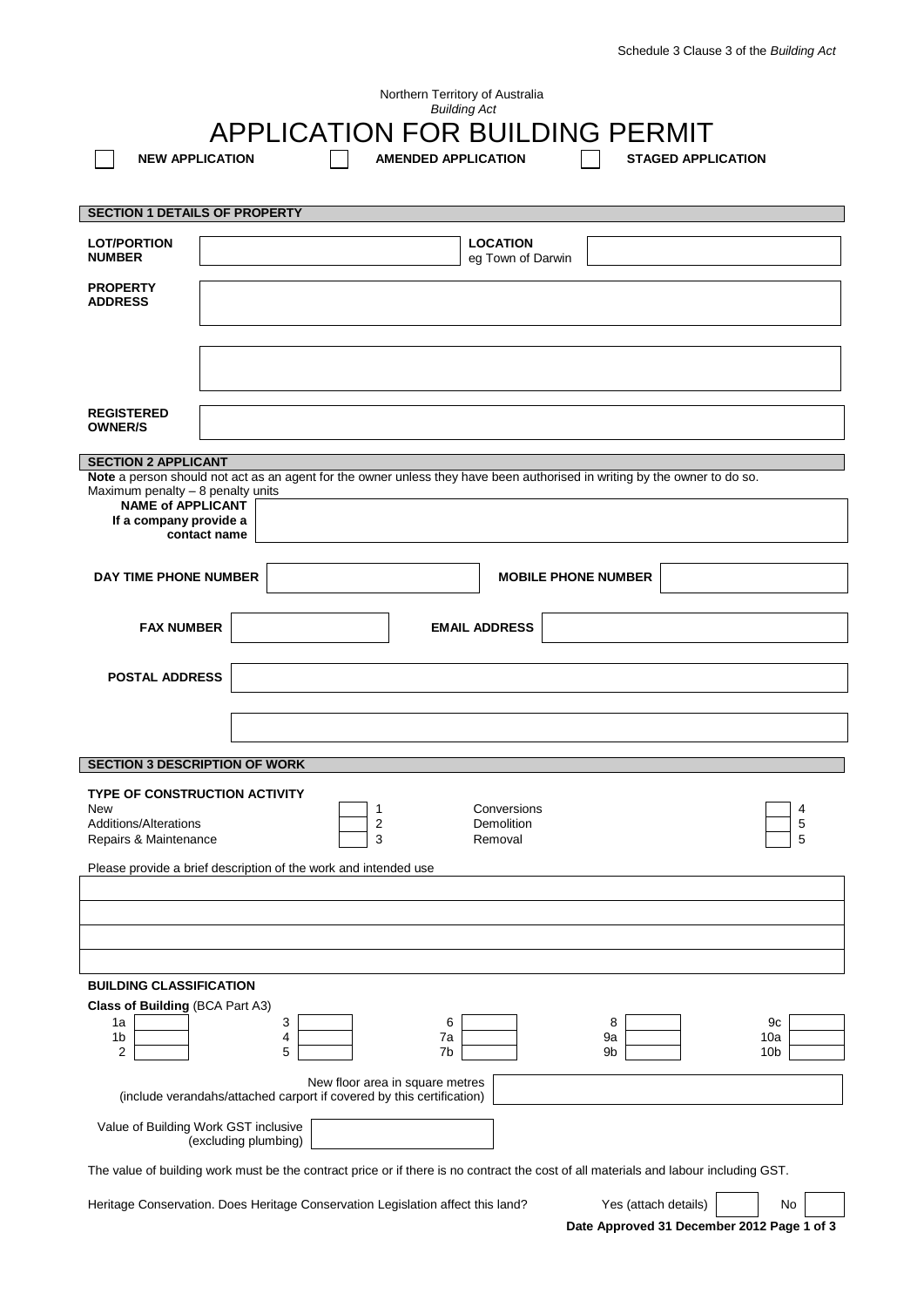Schedule 3 Clause 3 of the *Building Act*

Northern Territory of Australia
*Building Act*

# APPLICATION FOR BUILDING PERMIT

☐ **NEW APPLICATION** ☐ **AMENDED APPLICATION** ☐ **STAGED APPLICATION**

## SECTION 1 DETAILS OF PROPERTY

| | | | |
|---|---|---|---|
| **LOT/PORTION NUMBER** | | **LOCATION** eg Town of Darwin | |
| **PROPERTY ADDRESS** | | | |
| | | | |
| **REGISTERED OWNER/S** | | | |

## SECTION 2 APPLICANT

**Note** a person should not act as an agent for the owner unless they have been authorised in writing by the owner to do so.
Maximum penalty – 8 penalty units

| | | | |
|---|---|---|---|
| **NAME of APPLICANT If a company provide a contact name** | | | |
| **DAY TIME PHONE NUMBER** | | **MOBILE PHONE NUMBER** | |
| **FAX NUMBER** | | **EMAIL ADDRESS** | |
| **POSTAL ADDRESS** | | | |
| | | | |

## SECTION 3 DESCRIPTION OF WORK

**TYPE OF CONSTRUCTION ACTIVITY**

| | | | |
|---|---|---|---|
| New | ☐ 1 | Conversions | ☐ 4 |
| Additions/Alterations | ☐ 2 | Demolition | ☐ 5 |
| Repairs & Maintenance | ☐ 3 | Removal | ☐ 5 |

Please provide a brief description of the work and intended use

| |
|---|
| |
| |
| |
| |

**BUILDING CLASSIFICATION**

**Class of Building** (BCA Part A3)

| | | | | | | | | | |
|---|---|---|---|---|---|---|---|---|---|
| 1a | | 3 | | 6 | | 8 | | 9c | |
| 1b | | 4 | | 7a | | 9a | | 10a | |
| 2 | | 5 | | 7b | | 9b | | 10b | |

New floor area in square metres
(include verandahs/attached carport if covered by this certification) ________

Value of Building Work GST inclusive
(excluding plumbing) ________

The value of building work must be the contract price or if there is no contract the cost of all materials and labour including GST.

Heritage Conservation. Does Heritage Conservation Legislation affect this land? Yes (attach details) ☐ No ☐

**Date Approved 31 December 2012**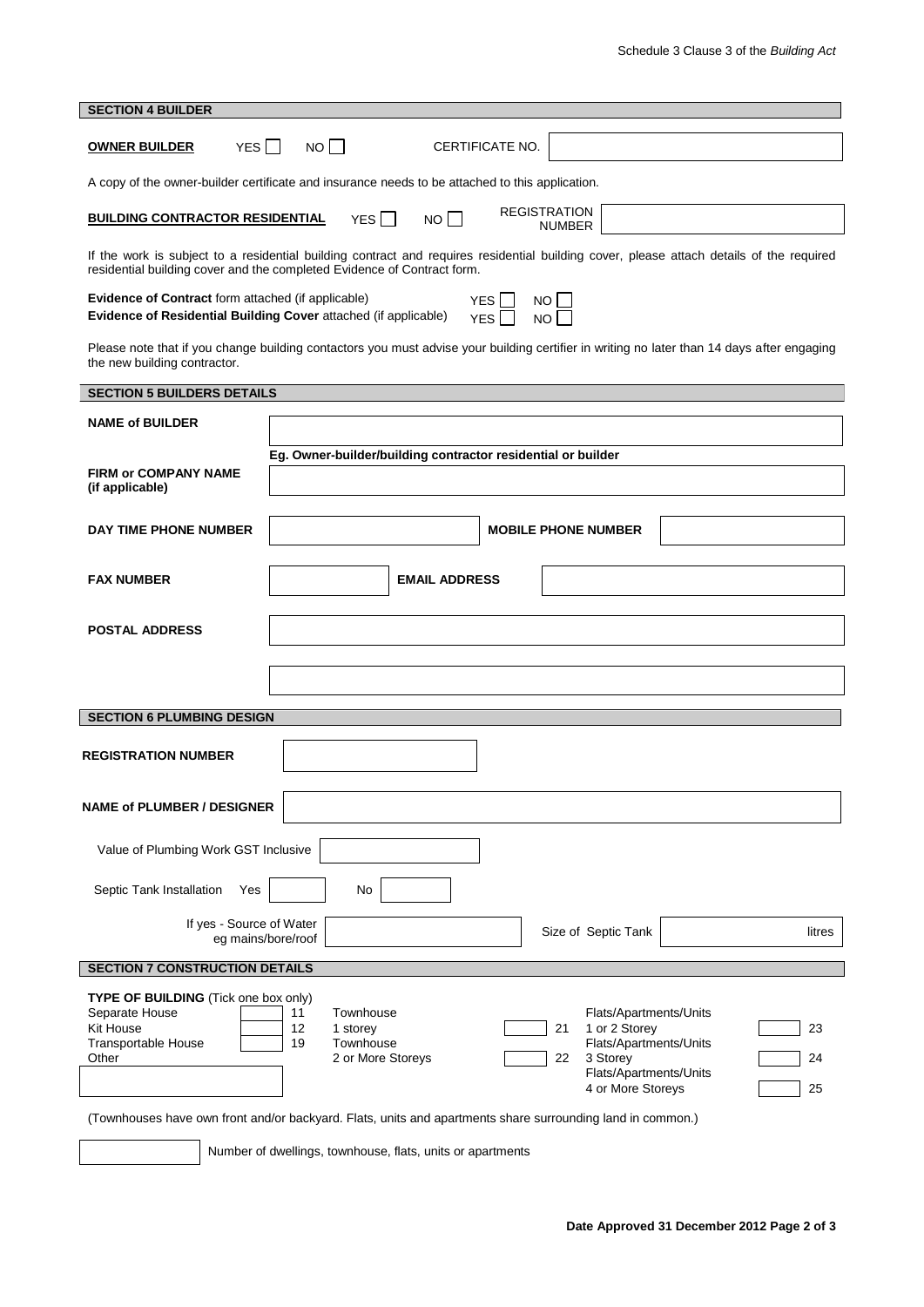Schedule 3 Clause 3 of the *Building Act*

## SECTION 4 BUILDER

**OWNER BUILDER** YES ☐ NO ☐ CERTIFICATE NO. ____________

A copy of the owner-builder certificate and insurance needs to be attached to this application.

**BUILDING CONTRACTOR RESIDENTIAL** YES ☐ NO ☐ REGISTRATION NUMBER ____________

If the work is subject to a residential building contract and requires residential building cover, please attach details of the required residential building cover and the completed Evidence of Contract form.

**Evidence of Contract** form attached (if applicable) YES ☐ NO ☐
**Evidence of Residential Building Cover** attached (if applicable) YES ☐ NO ☐

Please note that if you change building contactors you must advise your building certifier in writing no later than 14 days after engaging the new building contractor.

## SECTION 5 BUILDERS DETAILS

**NAME of BUILDER** ____________

**Eg. Owner-builder/building contractor residential or builder**

**FIRM or COMPANY NAME (if applicable)** ____________

**DAY TIME PHONE NUMBER** ____________ **MOBILE PHONE NUMBER** ____________

**FAX NUMBER** ____________ **EMAIL ADDRESS** ____________

**POSTAL ADDRESS** ____________

____________

## SECTION 6 PLUMBING DESIGN

**REGISTRATION NUMBER** ____________

**NAME of PLUMBER / DESIGNER** ____________

Value of Plumbing Work GST Inclusive ____________

Septic Tank Installation Yes ☐ No ☐

If yes - Source of Water eg mains/bore/roof ____________ Size of Septic Tank ____________ litres

## SECTION 7 CONSTRUCTION DETAILS

**TYPE OF BUILDING** (Tick one box only)

| Type | | Code | Type | | Code | Type | | Code |
|---|---|---|---|---|---|---|---|---|
| Separate House | ☐ | 11 | Townhouse 1 storey | ☐ | 21 | Flats/Apartments/Units 1 or 2 Storey | ☐ | 23 |
| Kit House | ☐ | 12 | Townhouse 2 or More Storeys | ☐ | 22 | Flats/Apartments/Units 3 Storey | ☐ | 24 |
| Transportable House | ☐ | 19 | | | | Flats/Apartments/Units 4 or More Storeys | ☐ | 25 |
| Other ____________ | | | | | | | | |

(Townhouses have own front and/or backyard. Flats, units and apartments share surrounding land in common.)

____________ Number of dwellings, townhouse, flats, units or apartments

**Date Approved 31 December 2012**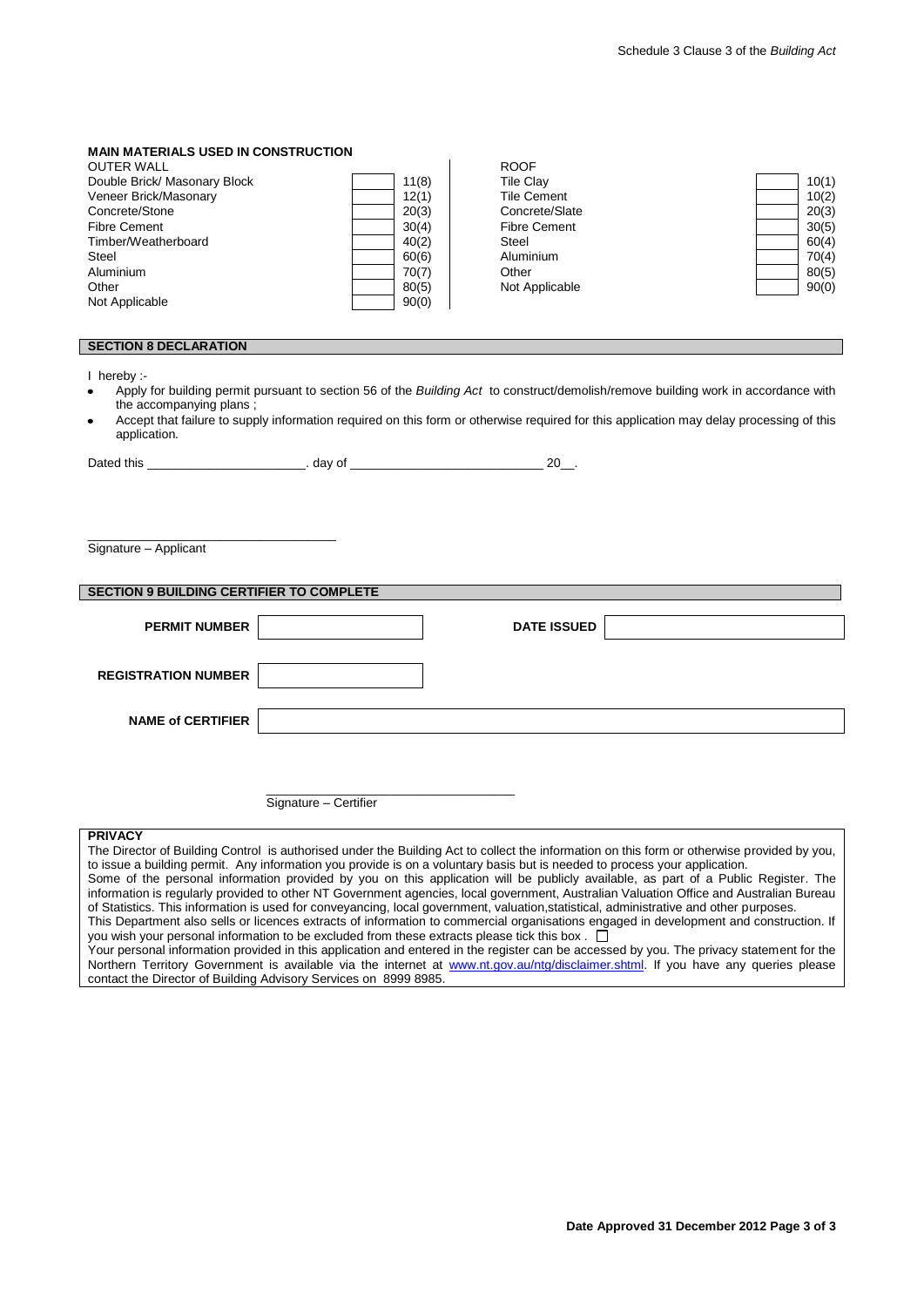## MAIN MATERIALS USED IN CONSTRUCTION

| OUTER WALL | | | ROOF | | |
|---|---|---|---|---|---|
| Double Brick/ Masonary Block | | 11(8) | Tile Clay | | 10(1) |
| Veneer Brick/Masonary | | 12(1) | Tile Cement | | 10(2) |
| Concrete/Stone | | 20(3) | Concrete/Slate | | 20(3) |
| Fibre Cement | | 30(4) | Fibre Cement | | 30(5) |
| Timber/Weatherboard | | 40(2) | Steel | | 60(4) |
| Steel | | 60(6) | Aluminium | | 70(4) |
| Aluminium | | 70(7) | Other | | 80(5) |
| Other | | 80(5) | Not Applicable | | 90(0) |
| Not Applicable | | 90(0) | | | |

## SECTION 8 DECLARATION

I hereby :-

- Apply for building permit pursuant to section 56 of the *Building Act* to construct/demolish/remove building work in accordance with the accompanying plans ;
- Accept that failure to supply information required on this form or otherwise required for this application may delay processing of this application.

Dated this ______________________. day of ___________________________ 20__.

___________________________________

Signature – Applicant

## SECTION 9 BUILDING CERTIFIER TO COMPLETE

**PERMIT NUMBER** ____________ **DATE ISSUED** ____________

**REGISTRATION NUMBER** ____________

**NAME of CERTIFIER** ____________

___________________________________

Signature – Certifier

**PRIVACY**

The Director of Building Control is authorised under the Building Act to collect the information on this form or otherwise provided by you, to issue a building permit. Any information you provide is on a voluntary basis but is needed to process your application.
Some of the personal information provided by you on this application will be publicly available, as part of a Public Register. The information is regularly provided to other NT Government agencies, local government, Australian Valuation Office and Australian Bureau of Statistics. This information is used for conveyancing, local government, valuation,statistical, administrative and other purposes.
This Department also sells or licences extracts of information to commercial organisations engaged in development and construction. If you wish your personal information to be excluded from these extracts please tick this box . ☐
Your personal information provided in this application and entered in the register can be accessed by you. The privacy statement for the Northern Territory Government is available via the internet at www.nt.gov.au/ntg/disclaimer.shtml. If you have any queries please contact the Director of Building Advisory Services on 8999 8985.